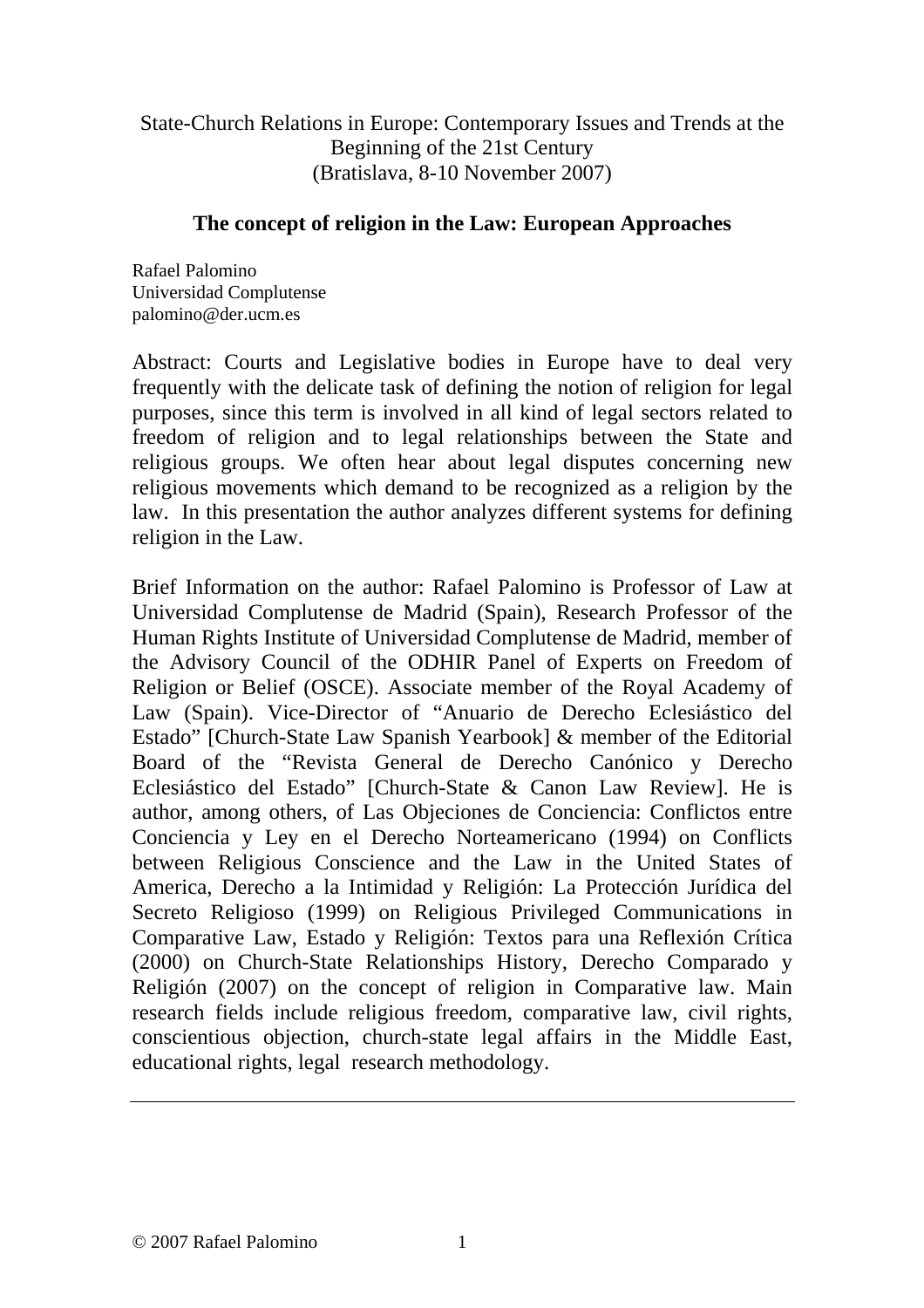State-Church Relations in Europe: Contemporary Issues and Trends at the Beginning of the 21st Century
(Bratislava, 8-10 November 2007)

# The concept of religion in the Law: European Approaches

Rafael Palomino
Universidad Complutense
palomino@der.ucm.es

Abstract: Courts and Legislative bodies in Europe have to deal very frequently with the delicate task of defining the notion of religion for legal purposes, since this term is involved in all kind of legal sectors related to freedom of religion and to legal relationships between the State and religious groups. We often hear about legal disputes concerning new religious movements which demand to be recognized as a religion by the law. In this presentation the author analyzes different systems for defining religion in the Law.

Brief Information on the author: Rafael Palomino is Professor of Law at Universidad Complutense de Madrid (Spain), Research Professor of the Human Rights Institute of Universidad Complutense de Madrid, member of the Advisory Council of the ODHIR Panel of Experts on Freedom of Religion or Belief (OSCE). Associate member of the Royal Academy of Law (Spain). Vice-Director of "Anuario de Derecho Eclesiástico del Estado" [Church-State Law Spanish Yearbook] & member of the Editorial Board of the "Revista General de Derecho Canónico y Derecho Eclesiástico del Estado" [Church-State & Canon Law Review]. He is author, among others, of Las Objeciones de Conciencia: Conflictos entre Conciencia y Ley en el Derecho Norteamericano (1994) on Conflicts between Religious Conscience and the Law in the United States of America, Derecho a la Intimidad y Religión: La Protección Jurídica del Secreto Religioso (1999) on Religious Privileged Communications in Comparative Law, Estado y Religión: Textos para una Reflexión Crítica (2000) on Church-State Relationships History, Derecho Comparado y Religión (2007) on the concept of religion in Comparative law. Main research fields include religious freedom, comparative law, civil rights, conscientious objection, church-state legal affairs in the Middle East, educational rights, legal research methodology.

---

© 2007 Rafael Palomino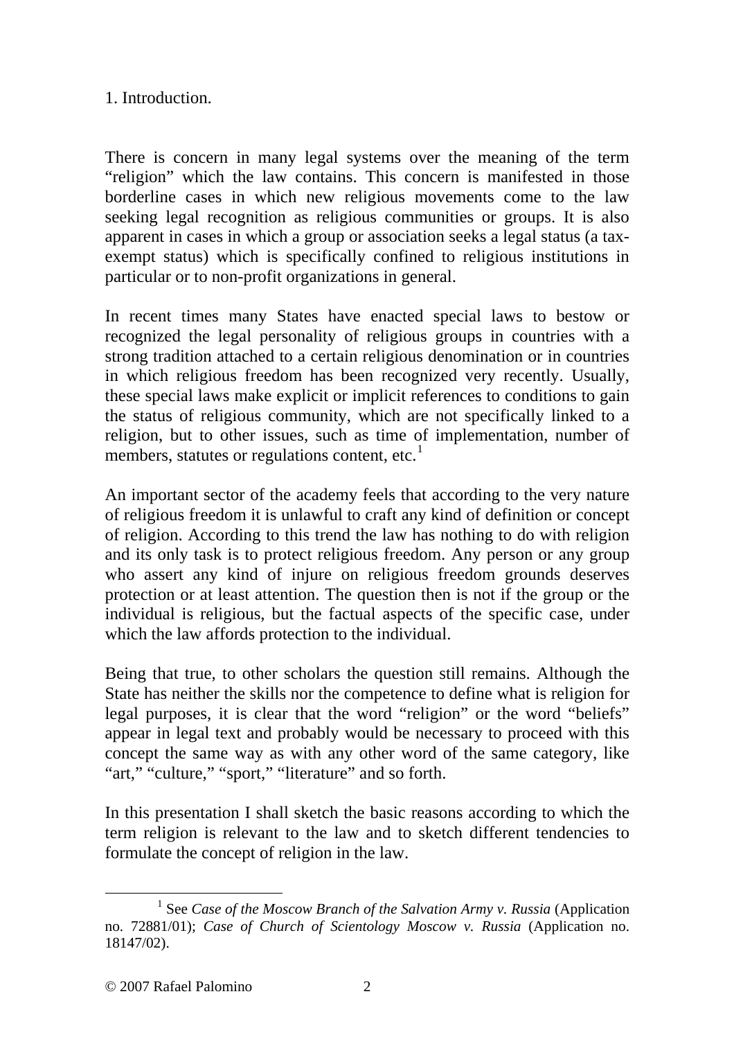## 1. Introduction.

There is concern in many legal systems over the meaning of the term “religion” which the law contains. This concern is manifested in those borderline cases in which new religious movements come to the law seeking legal recognition as religious communities or groups. It is also apparent in cases in which a group or association seeks a legal status (a tax-exempt status) which is specifically confined to religious institutions in particular or to non-profit organizations in general.

In recent times many States have enacted special laws to bestow or recognized the legal personality of religious groups in countries with a strong tradition attached to a certain religious denomination or in countries in which religious freedom has been recognized very recently. Usually, these special laws make explicit or implicit references to conditions to gain the status of religious community, which are not specifically linked to a religion, but to other issues, such as time of implementation, number of members, statutes or regulations content, etc.[1]

An important sector of the academy feels that according to the very nature of religious freedom it is unlawful to craft any kind of definition or concept of religion. According to this trend the law has nothing to do with religion and its only task is to protect religious freedom. Any person or any group who assert any kind of injure on religious freedom grounds deserves protection or at least attention. The question then is not if the group or the individual is religious, but the factual aspects of the specific case, under which the law affords protection to the individual.

Being that true, to other scholars the question still remains. Although the State has neither the skills nor the competence to define what is religion for legal purposes, it is clear that the word “religion” or the word “beliefs” appear in legal text and probably would be necessary to proceed with this concept the same way as with any other word of the same category, like “art,” “culture,” “sport,” “literature” and so forth.

In this presentation I shall sketch the basic reasons according to which the term religion is relevant to the law and to sketch different tendencies to formulate the concept of religion in the law.

---

[1] See *Case of the Moscow Branch of the Salvation Army v. Russia* (Application no. 72881/01); *Case of Church of Scientology Moscow v. Russia* (Application no. 18147/02).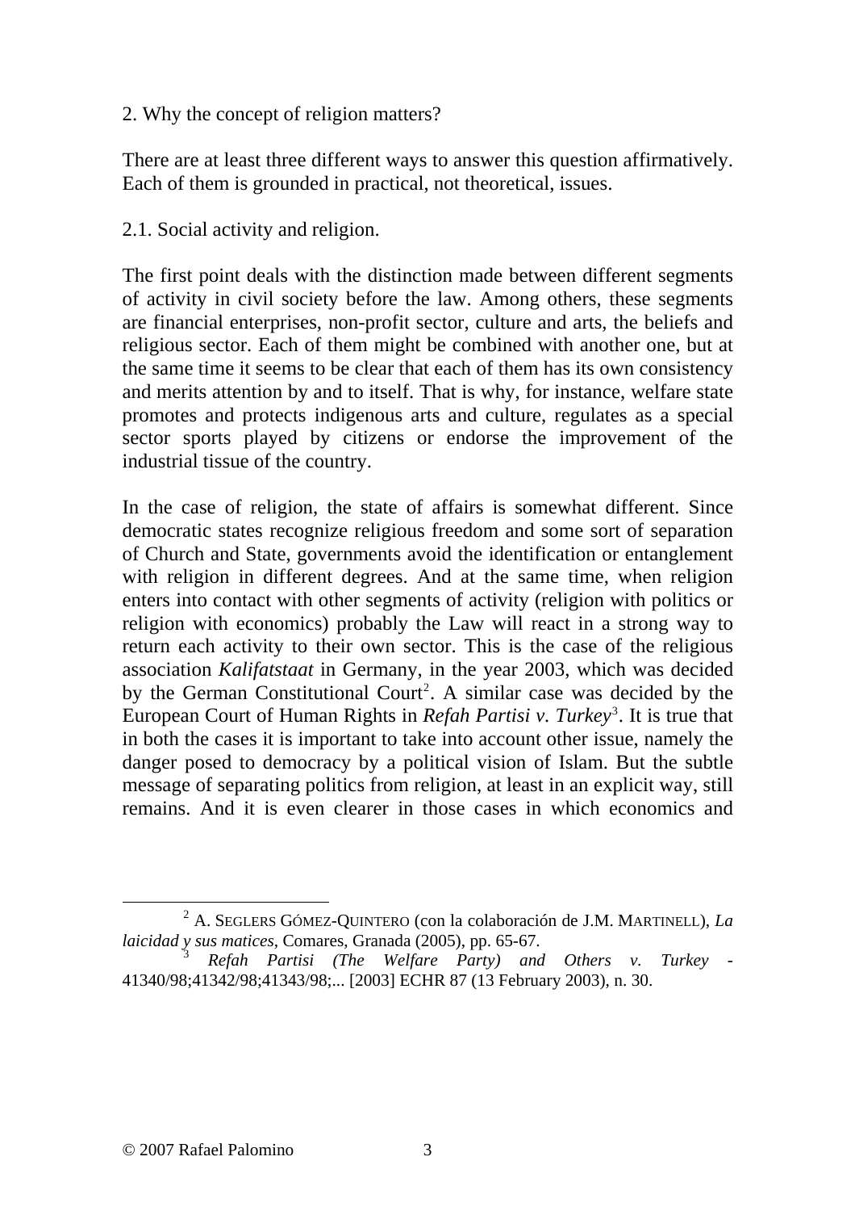## 2. Why the concept of religion matters?

There are at least three different ways to answer this question affirmatively. Each of them is grounded in practical, not theoretical, issues.

### 2.1. Social activity and religion.

The first point deals with the distinction made between different segments of activity in civil society before the law. Among others, these segments are financial enterprises, non-profit sector, culture and arts, the beliefs and religious sector. Each of them might be combined with another one, but at the same time it seems to be clear that each of them has its own consistency and merits attention by and to itself. That is why, for instance, welfare state promotes and protects indigenous arts and culture, regulates as a special sector sports played by citizens or endorse the improvement of the industrial tissue of the country.

In the case of religion, the state of affairs is somewhat different. Since democratic states recognize religious freedom and some sort of separation of Church and State, governments avoid the identification or entanglement with religion in different degrees. And at the same time, when religion enters into contact with other segments of activity (religion with politics or religion with economics) probably the Law will react in a strong way to return each activity to their own sector. This is the case of the religious association *Kalifatstaat* in Germany, in the year 2003, which was decided by the German Constitutional Court[2]. A similar case was decided by the European Court of Human Rights in *Refah Partisi v. Turkey*[3]. It is true that in both the cases it is important to take into account other issue, namely the danger posed to democracy by a political vision of Islam. But the subtle message of separating politics from religion, at least in an explicit way, still remains. And it is even clearer in those cases in which economics and

---

[2] A. SEGLERS GÓMEZ-QUINTERO (con la colaboración de J.M. MARTINELL), *La laicidad y sus matices*, Comares, Granada (2005), pp. 65-67.

[3] *Refah Partisi (The Welfare Party) and Others v. Turkey* - 41340/98;41342/98;41343/98;... [2003] ECHR 87 (13 February 2003), n. 30.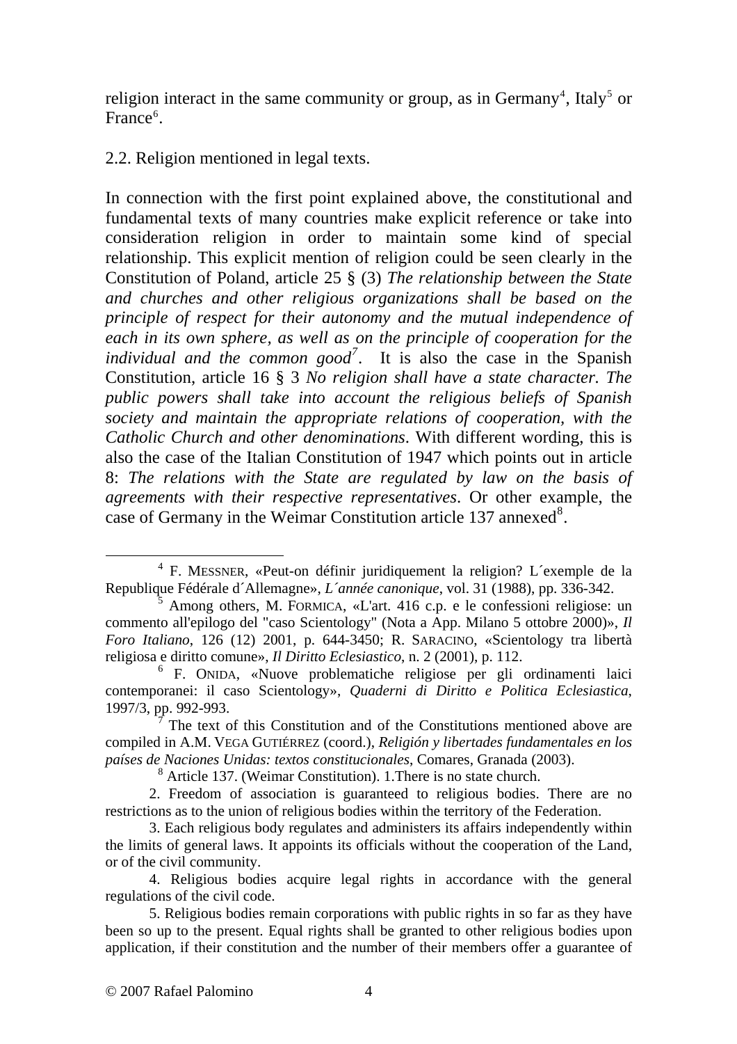religion interact in the same community or group, as in Germany[4], Italy[5] or France[6].

2.2. Religion mentioned in legal texts.

In connection with the first point explained above, the constitutional and fundamental texts of many countries make explicit reference or take into consideration religion in order to maintain some kind of special relationship. This explicit mention of religion could be seen clearly in the Constitution of Poland, article 25 § (3) *The relationship between the State and churches and other religious organizations shall be based on the principle of respect for their autonomy and the mutual independence of each in its own sphere, as well as on the principle of cooperation for the individual and the common good*[7]. It is also the case in the Spanish Constitution, article 16 § 3 *No religion shall have a state character. The public powers shall take into account the religious beliefs of Spanish society and maintain the appropriate relations of cooperation, with the Catholic Church and other denominations*. With different wording, this is also the case of the Italian Constitution of 1947 which points out in article 8: *The relations with the State are regulated by law on the basis of agreements with their respective representatives*. Or other example, the case of Germany in the Weimar Constitution article 137 annexed[8].

---

[4] F. MESSNER, «Peut-on définir juridiquement la religion? L´exemple de la Republique Fédérale d´Allemagne», *L´année canonique*, vol. 31 (1988), pp. 336-342.

[5] Among others, M. FORMICA, «L'art. 416 c.p. e le confessioni religiose: un commento all'epilogo del "caso Scientology" (Nota a App. Milano 5 ottobre 2000)», *Il Foro Italiano*, 126 (12) 2001, p. 644-3450; R. SARACINO, «Scientology tra libertà religiosa e diritto comune», *Il Diritto Eclesiastico*, n. 2 (2001), p. 112.

[6] F. ONIDA, «Nuove problematiche religiose per gli ordinamenti laici contemporanei: il caso Scientology», *Quaderni di Diritto e Politica Eclesiastica*, 1997/3, pp. 992-993.

[7] The text of this Constitution and of the Constitutions mentioned above are compiled in A.M. VEGA GUTIÉRREZ (coord.), *Religión y libertades fundamentales en los países de Naciones Unidas: textos constitucionales*, Comares, Granada (2003).

[8] Article 137. (Weimar Constitution). 1.There is no state church.

2. Freedom of association is guaranteed to religious bodies. There are no restrictions as to the union of religious bodies within the territory of the Federation.

3. Each religious body regulates and administers its affairs independently within the limits of general laws. It appoints its officials without the cooperation of the Land, or of the civil community.

4. Religious bodies acquire legal rights in accordance with the general regulations of the civil code.

5. Religious bodies remain corporations with public rights in so far as they have been so up to the present. Equal rights shall be granted to other religious bodies upon application, if their constitution and the number of their members offer a guarantee of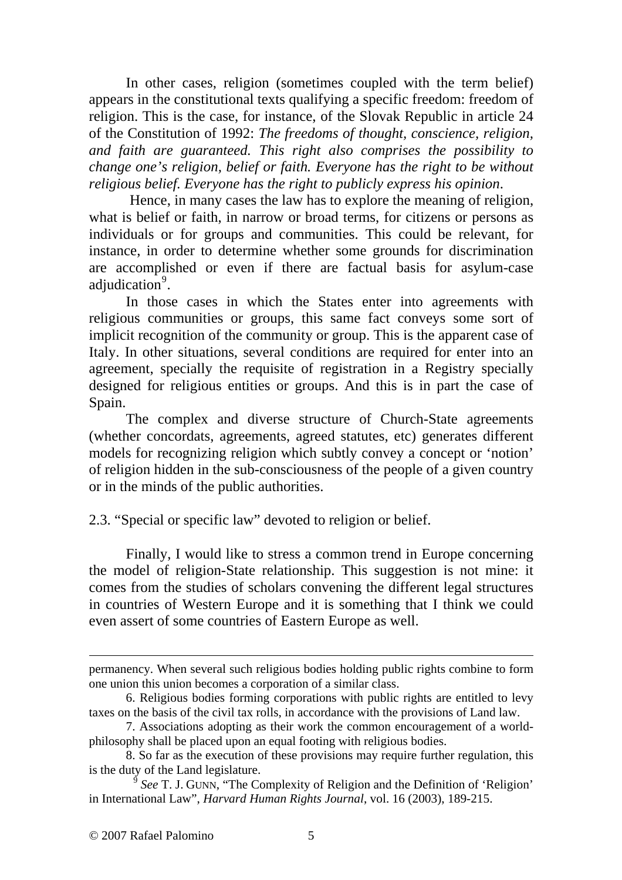In other cases, religion (sometimes coupled with the term belief) appears in the constitutional texts qualifying a specific freedom: freedom of religion. This is the case, for instance, of the Slovak Republic in article 24 of the Constitution of 1992: *The freedoms of thought, conscience, religion, and faith are guaranteed. This right also comprises the possibility to change one's religion, belief or faith. Everyone has the right to be without religious belief. Everyone has the right to publicly express his opinion*.

Hence, in many cases the law has to explore the meaning of religion, what is belief or faith, in narrow or broad terms, for citizens or persons as individuals or for groups and communities. This could be relevant, for instance, in order to determine whether some grounds for discrimination are accomplished or even if there are factual basis for asylum-case adjudication[9].

In those cases in which the States enter into agreements with religious communities or groups, this same fact conveys some sort of implicit recognition of the community or group. This is the apparent case of Italy. In other situations, several conditions are required for enter into an agreement, specially the requisite of registration in a Registry specially designed for religious entities or groups. And this is in part the case of Spain.

The complex and diverse structure of Church-State agreements (whether concordats, agreements, agreed statutes, etc) generates different models for recognizing religion which subtly convey a concept or 'notion' of religion hidden in the sub-consciousness of the people of a given country or in the minds of the public authorities.

### 2.3. "Special or specific law" devoted to religion or belief.

Finally, I would like to stress a common trend in Europe concerning the model of religion-State relationship. This suggestion is not mine: it comes from the studies of scholars convening the different legal structures in countries of Western Europe and it is something that I think we could even assert of some countries of Eastern Europe as well.

---

permanency. When several such religious bodies holding public rights combine to form one union this union becomes a corporation of a similar class.

6. Religious bodies forming corporations with public rights are entitled to levy taxes on the basis of the civil tax rolls, in accordance with the provisions of Land law.

7. Associations adopting as their work the common encouragement of a world-philosophy shall be placed upon an equal footing with religious bodies.

8. So far as the execution of these provisions may require further regulation, this is the duty of the Land legislature.

[9] *See* T. J. GUNN, "The Complexity of Religion and the Definition of 'Religion' in International Law", *Harvard Human Rights Journal*, vol. 16 (2003), 189-215.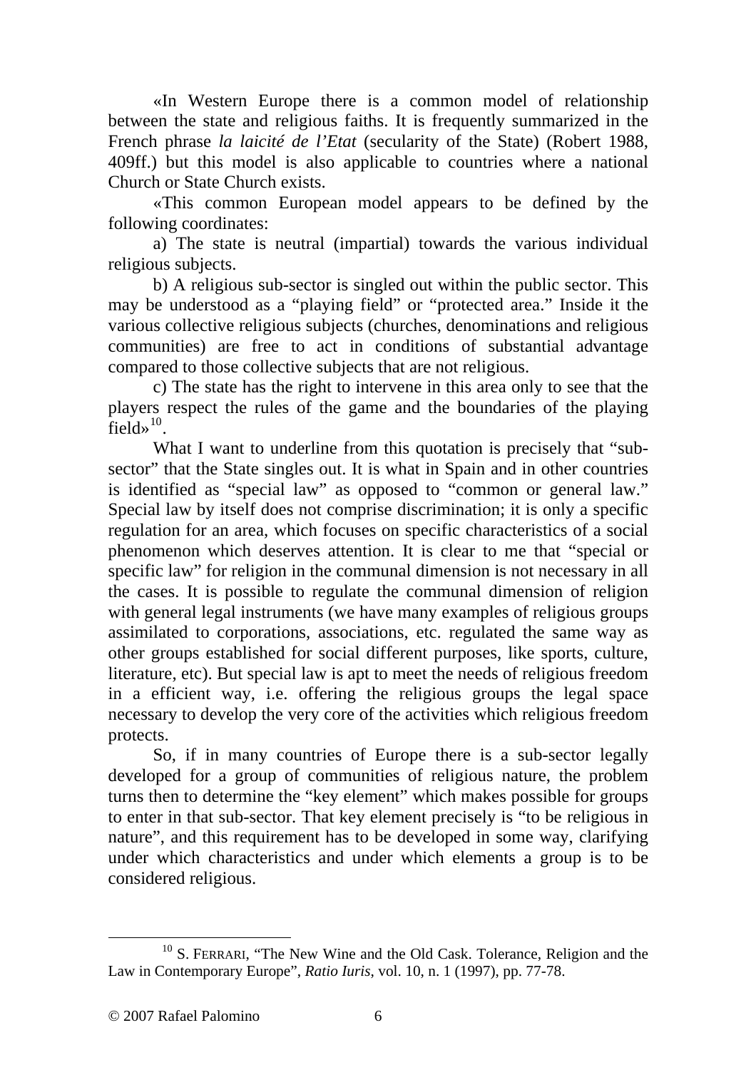«In Western Europe there is a common model of relationship between the state and religious faiths. It is frequently summarized in the French phrase *la laicité de l'Etat* (secularity of the State) (Robert 1988, 409ff.) but this model is also applicable to countries where a national Church or State Church exists.

«This common European model appears to be defined by the following coordinates:

a) The state is neutral (impartial) towards the various individual religious subjects.

b) A religious sub-sector is singled out within the public sector. This may be understood as a "playing field" or "protected area." Inside it the various collective religious subjects (churches, denominations and religious communities) are free to act in conditions of substantial advantage compared to those collective subjects that are not religious.

c) The state has the right to intervene in this area only to see that the players respect the rules of the game and the boundaries of the playing field»[10].

What I want to underline from this quotation is precisely that "sub-sector" that the State singles out. It is what in Spain and in other countries is identified as "special law" as opposed to "common or general law." Special law by itself does not comprise discrimination; it is only a specific regulation for an area, which focuses on specific characteristics of a social phenomenon which deserves attention. It is clear to me that "special or specific law" for religion in the communal dimension is not necessary in all the cases. It is possible to regulate the communal dimension of religion with general legal instruments (we have many examples of religious groups assimilated to corporations, associations, etc. regulated the same way as other groups established for social different purposes, like sports, culture, literature, etc). But special law is apt to meet the needs of religious freedom in a efficient way, i.e. offering the religious groups the legal space necessary to develop the very core of the activities which religious freedom protects.

So, if in many countries of Europe there is a sub-sector legally developed for a group of communities of religious nature, the problem turns then to determine the "key element" which makes possible for groups to enter in that sub-sector. That key element precisely is "to be religious in nature", and this requirement has to be developed in some way, clarifying under which characteristics and under which elements a group is to be considered religious.

---

[10] S. Ferrari, "The New Wine and the Old Cask. Tolerance, Religion and the Law in Contemporary Europe", *Ratio Iuris*, vol. 10, n. 1 (1997), pp. 77-78.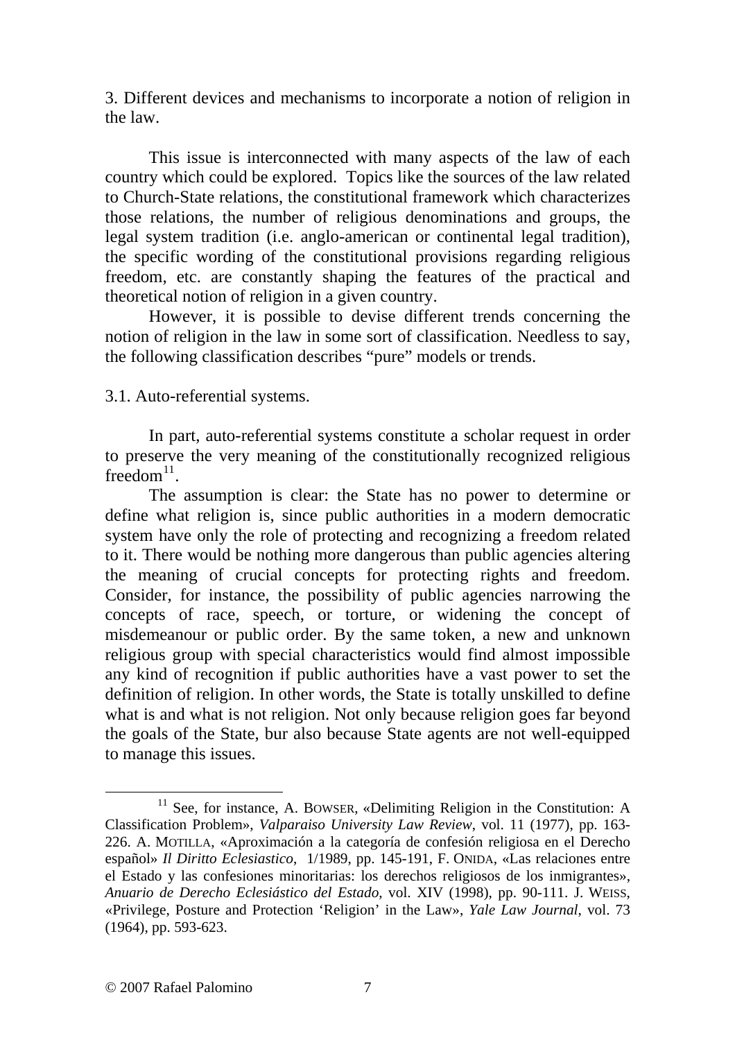## 3. Different devices and mechanisms to incorporate a notion of religion in the law.

This issue is interconnected with many aspects of the law of each country which could be explored. Topics like the sources of the law related to Church-State relations, the constitutional framework which characterizes those relations, the number of religious denominations and groups, the legal system tradition (i.e. anglo-american or continental legal tradition), the specific wording of the constitutional provisions regarding religious freedom, etc. are constantly shaping the features of the practical and theoretical notion of religion in a given country.

However, it is possible to devise different trends concerning the notion of religion in the law in some sort of classification. Needless to say, the following classification describes "pure" models or trends.

### 3.1. Auto-referential systems.

In part, auto-referential systems constitute a scholar request in order to preserve the very meaning of the constitutionally recognized religious freedom[11].

The assumption is clear: the State has no power to determine or define what religion is, since public authorities in a modern democratic system have only the role of protecting and recognizing a freedom related to it. There would be nothing more dangerous than public agencies altering the meaning of crucial concepts for protecting rights and freedom. Consider, for instance, the possibility of public agencies narrowing the concepts of race, speech, or torture, or widening the concept of misdemeanour or public order. By the same token, a new and unknown religious group with special characteristics would find almost impossible any kind of recognition if public authorities have a vast power to set the definition of religion. In other words, the State is totally unskilled to define what is and what is not religion. Not only because religion goes far beyond the goals of the State, bur also because State agents are not well-equipped to manage this issues.

---

[11] See, for instance, A. BOWSER, «Delimiting Religion in the Constitution: A Classification Problem», *Valparaiso University Law Review*, vol. 11 (1977), pp. 163-226. A. MOTILLA, «Aproximación a la categoría de confesión religiosa en el Derecho español» *Il Diritto Eclesiastico*, 1/1989, pp. 145-191, F. ONIDA, «Las relaciones entre el Estado y las confesiones minoritarias: los derechos religiosos de los inmigrantes», *Anuario de Derecho Eclesiástico del Estado*, vol. XIV (1998), pp. 90-111. J. WEISS, «Privilege, Posture and Protection 'Religion' in the Law», *Yale Law Journal*, vol. 73 (1964), pp. 593-623.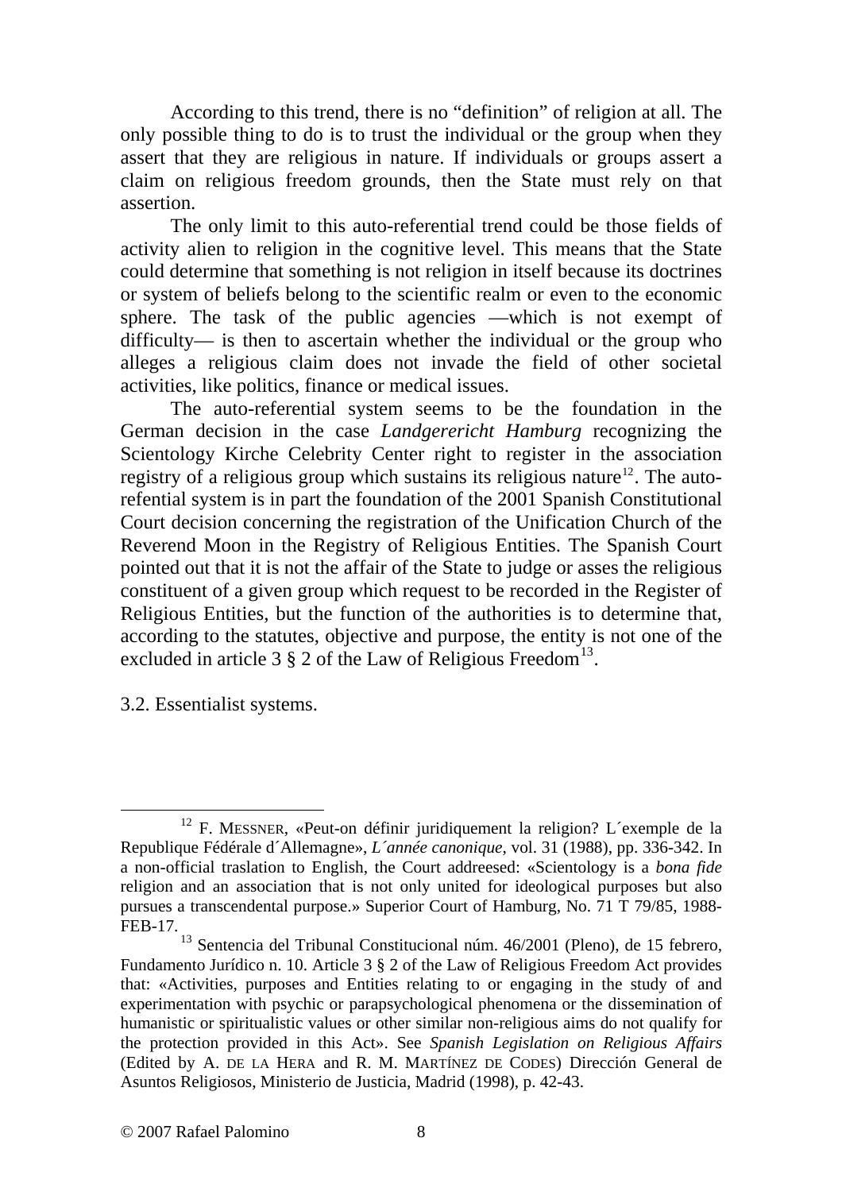According to this trend, there is no "definition" of religion at all. The only possible thing to do is to trust the individual or the group when they assert that they are religious in nature. If individuals or groups assert a claim on religious freedom grounds, then the State must rely on that assertion.

The only limit to this auto-referential trend could be those fields of activity alien to religion in the cognitive level. This means that the State could determine that something is not religion in itself because its doctrines or system of beliefs belong to the scientific realm or even to the economic sphere. The task of the public agencies —which is not exempt of difficulty— is then to ascertain whether the individual or the group who alleges a religious claim does not invade the field of other societal activities, like politics, finance or medical issues.

The auto-referential system seems to be the foundation in the German decision in the case *Landgerericht Hamburg* recognizing the Scientology Kirche Celebrity Center right to register in the association registry of a religious group which sustains its religious nature[12]. The auto-refential system is in part the foundation of the 2001 Spanish Constitutional Court decision concerning the registration of the Unification Church of the Reverend Moon in the Registry of Religious Entities. The Spanish Court pointed out that it is not the affair of the State to judge or asses the religious constituent of a given group which request to be recorded in the Register of Religious Entities, but the function of the authorities is to determine that, according to the statutes, objective and purpose, the entity is not one of the excluded in article 3 § 2 of the Law of Religious Freedom[13].

### 3.2. Essentialist systems.

---

[12] F. MESSNER, «Peut-on définir juridiquement la religion? L´exemple de la Republique Fédérale d´Allemagne», *L´année canonique*, vol. 31 (1988), pp. 336-342. In a non-official traslation to English, the Court addreesed: «Scientology is a *bona fide* religion and an association that is not only united for ideological purposes but also pursues a transcendental purpose.» Superior Court of Hamburg, No. 71 T 79/85, 1988-FEB-17.

[13] Sentencia del Tribunal Constitucional núm. 46/2001 (Pleno), de 15 febrero, Fundamento Jurídico n. 10. Article 3 § 2 of the Law of Religious Freedom Act provides that: «Activities, purposes and Entities relating to or engaging in the study of and experimentation with psychic or parapsychological phenomena or the dissemination of humanistic or spiritualistic values or other similar non-religious aims do not qualify for the protection provided in this Act». See *Spanish Legislation on Religious Affairs* (Edited by A. DE LA HERA and R. M. MARTÍNEZ DE CODES) Dirección General de Asuntos Religiosos, Ministerio de Justicia, Madrid (1998), p. 42-43.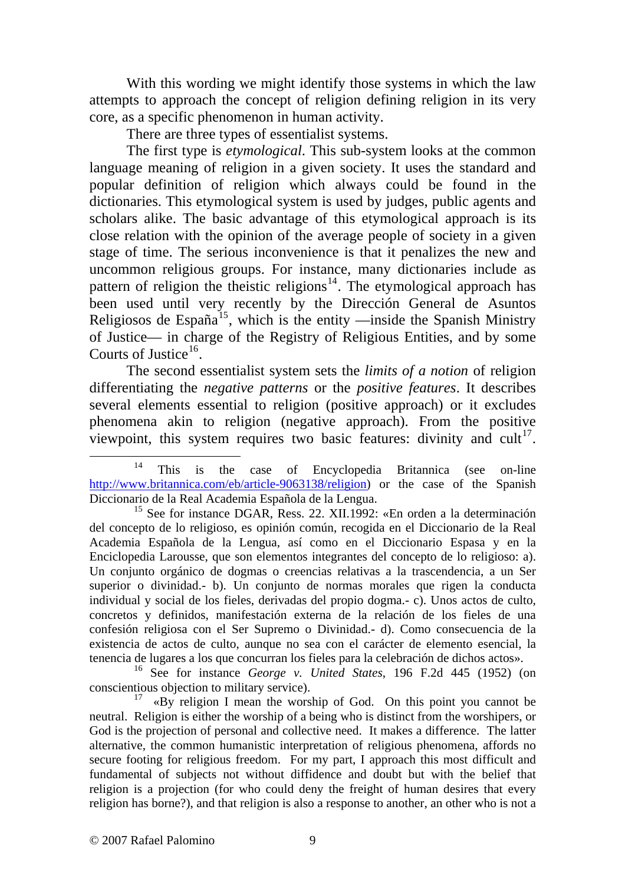With this wording we might identify those systems in which the law attempts to approach the concept of religion defining religion in its very core, as a specific phenomenon in human activity.

There are three types of essentialist systems.

The first type is *etymological*. This sub-system looks at the common language meaning of religion in a given society. It uses the standard and popular definition of religion which always could be found in the dictionaries. This etymological system is used by judges, public agents and scholars alike. The basic advantage of this etymological approach is its close relation with the opinion of the average people of society in a given stage of time. The serious inconvenience is that it penalizes the new and uncommon religious groups. For instance, many dictionaries include as pattern of religion the theistic religions[14]. The etymological approach has been used until very recently by the Dirección General de Asuntos Religiosos de España[15], which is the entity —inside the Spanish Ministry of Justice— in charge of the Registry of Religious Entities, and by some Courts of Justice[16].

The second essentialist system sets the *limits of a notion* of religion differentiating the *negative patterns* or the *positive features*. It describes several elements essential to religion (positive approach) or it excludes phenomena akin to religion (negative approach). From the positive viewpoint, this system requires two basic features: divinity and cult[17].

---

[14] This is the case of Encyclopedia Britannica (see on-line http://www.britannica.com/eb/article-9063138/religion) or the case of the Spanish Diccionario de la Real Academia Española de la Lengua.

[15] See for instance DGAR, Ress. 22. XII.1992: «En orden a la determinación del concepto de lo religioso, es opinión común, recogida en el Diccionario de la Real Academia Española de la Lengua, así como en el Diccionario Espasa y en la Enciclopedia Larousse, que son elementos integrantes del concepto de lo religioso: a). Un conjunto orgánico de dogmas o creencias relativas a la trascendencia, a un Ser superior o divinidad.- b). Un conjunto de normas morales que rigen la conducta individual y social de los fieles, derivadas del propio dogma.- c). Unos actos de culto, concretos y definidos, manifestación externa de la relación de los fieles de una confesión religiosa con el Ser Supremo o Divinidad.- d). Como consecuencia de la existencia de actos de culto, aunque no sea con el carácter de elemento esencial, la tenencia de lugares a los que concurran los fieles para la celebración de dichos actos».

[16] See for instance *George v. United States*, 196 F.2d 445 (1952) (on conscientious objection to military service).

[17] «By religion I mean the worship of God. On this point you cannot be neutral. Religion is either the worship of a being who is distinct from the worshipers, or God is the projection of personal and collective need. It makes a difference. The latter alternative, the common humanistic interpretation of religious phenomena, affords no secure footing for religious freedom. For my part, I approach this most difficult and fundamental of subjects not without diffidence and doubt but with the belief that religion is a projection (for who could deny the freight of human desires that every religion has borne?), and that religion is also a response to another, an other who is not a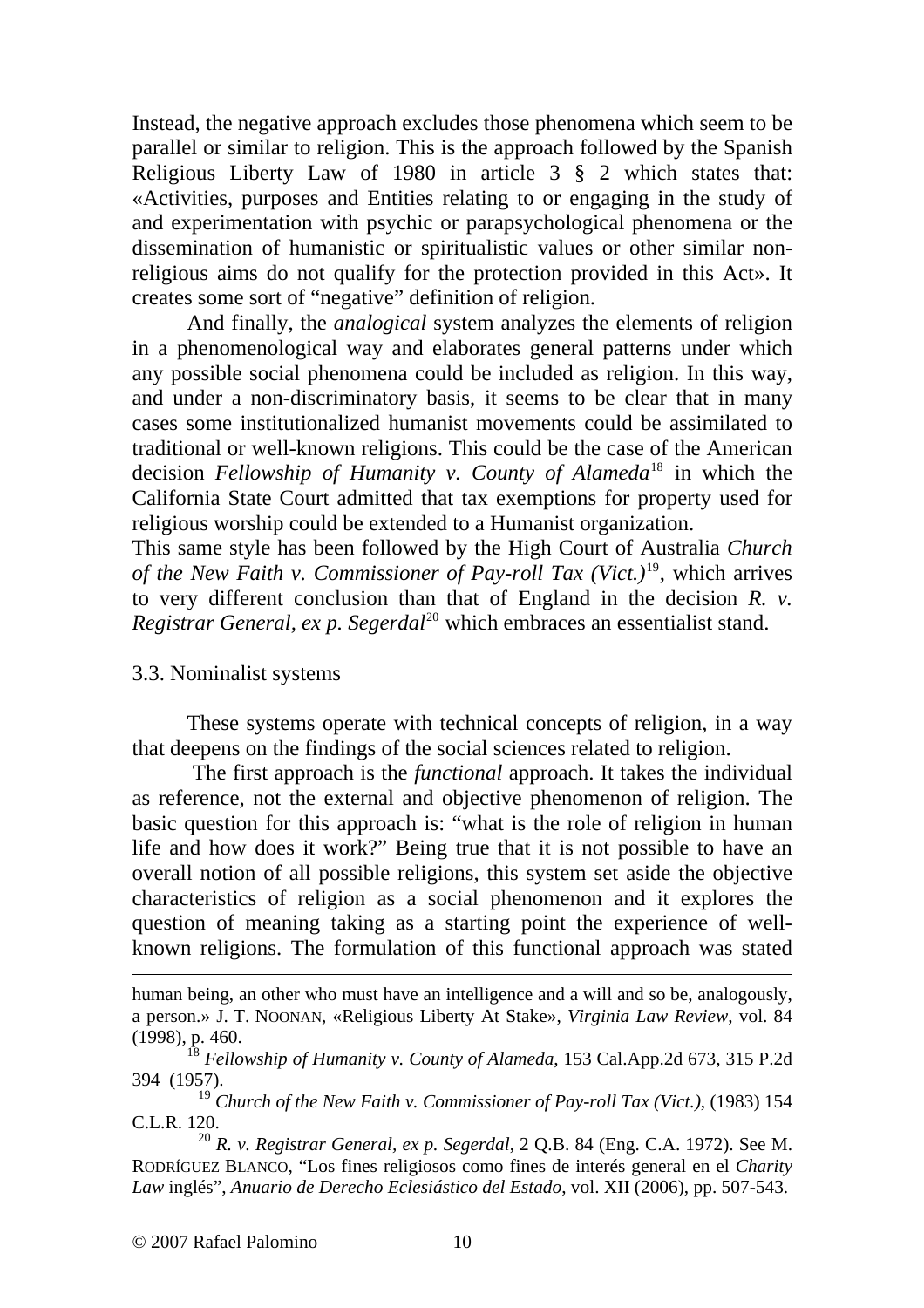Instead, the negative approach excludes those phenomena which seem to be parallel or similar to religion. This is the approach followed by the Spanish Religious Liberty Law of 1980 in article 3 § 2 which states that: «Activities, purposes and Entities relating to or engaging in the study of and experimentation with psychic or parapsychological phenomena or the dissemination of humanistic or spiritualistic values or other similar non-religious aims do not qualify for the protection provided in this Act». It creates some sort of "negative" definition of religion.

And finally, the *analogical* system analyzes the elements of religion in a phenomenological way and elaborates general patterns under which any possible social phenomena could be included as religion. In this way, and under a non-discriminatory basis, it seems to be clear that in many cases some institutionalized humanist movements could be assimilated to traditional or well-known religions. This could be the case of the American decision *Fellowship of Humanity v. County of Alameda*[18] in which the California State Court admitted that tax exemptions for property used for religious worship could be extended to a Humanist organization.

This same style has been followed by the High Court of Australia *Church of the New Faith v. Commissioner of Pay-roll Tax (Vict.)*[19], which arrives to very different conclusion than that of England in the decision *R. v. Registrar General, ex p. Segerdal*[20] which embraces an essentialist stand.

### 3.3. Nominalist systems

These systems operate with technical concepts of religion, in a way that deepens on the findings of the social sciences related to religion.

The first approach is the *functional* approach. It takes the individual as reference, not the external and objective phenomenon of religion. The basic question for this approach is: "what is the role of religion in human life and how does it work?" Being true that it is not possible to have an overall notion of all possible religions, this system set aside the objective characteristics of religion as a social phenomenon and it explores the question of meaning taking as a starting point the experience of well-known religions. The formulation of this functional approach was stated

---

human being, an other who must have an intelligence and a will and so be, analogously, a person.» J. T. NOONAN, «Religious Liberty At Stake», *Virginia Law Review*, vol. 84 (1998), p. 460.

[18] *Fellowship of Humanity v. County of Alameda*, 153 Cal.App.2d 673, 315 P.2d 394 (1957).

[19] *Church of the New Faith v. Commissioner of Pay-roll Tax (Vict.)*, (1983) 154 C.L.R. 120.

[20] *R. v. Registrar General, ex p. Segerdal*, 2 Q.B. 84 (Eng. C.A. 1972). See M. RODRÍGUEZ BLANCO, "Los fines religiosos como fines de interés general en el *Charity Law* inglés", *Anuario de Derecho Eclesiástico del Estado*, vol. XII (2006), pp. 507-543.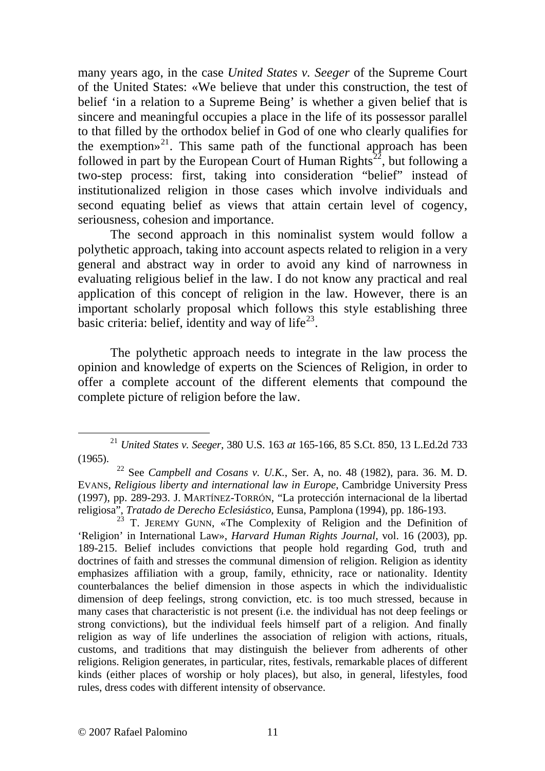many years ago, in the case *United States v. Seeger* of the Supreme Court of the United States: «We believe that under this construction, the test of belief 'in a relation to a Supreme Being' is whether a given belief that is sincere and meaningful occupies a place in the life of its possessor parallel to that filled by the orthodox belief in God of one who clearly qualifies for the exemption»[21]. This same path of the functional approach has been followed in part by the European Court of Human Rights[22], but following a two-step process: first, taking into consideration "belief" instead of institutionalized religion in those cases which involve individuals and second equating belief as views that attain certain level of cogency, seriousness, cohesion and importance.

The second approach in this nominalist system would follow a polythetic approach, taking into account aspects related to religion in a very general and abstract way in order to avoid any kind of narrowness in evaluating religious belief in the law. I do not know any practical and real application of this concept of religion in the law. However, there is an important scholarly proposal which follows this style establishing three basic criteria: belief, identity and way of life[23].

The polythetic approach needs to integrate in the law process the opinion and knowledge of experts on the Sciences of Religion, in order to offer a complete account of the different elements that compound the complete picture of religion before the law.

---

[21] *United States v. Seeger*, 380 U.S. 163 *at* 165-166, 85 S.Ct. 850, 13 L.Ed.2d 733 (1965).

[22] See *Campbell and Cosans v. U.K.*, Ser. A, no. 48 (1982), para. 36. M. D. EVANS, *Religious liberty and international law in Europe*, Cambridge University Press (1997), pp. 289-293. J. MARTÍNEZ-TORRÓN, "La protección internacional de la libertad religiosa", *Tratado de Derecho Eclesiástico*, Eunsa, Pamplona (1994), pp. 186-193.

[23] T. JEREMY GUNN, «The Complexity of Religion and the Definition of 'Religion' in International Law», *Harvard Human Rights Journal*, vol. 16 (2003), pp. 189-215. Belief includes convictions that people hold regarding God, truth and doctrines of faith and stresses the communal dimension of religion. Religion as identity emphasizes affiliation with a group, family, ethnicity, race or nationality. Identity counterbalances the belief dimension in those aspects in which the individualistic dimension of deep feelings, strong conviction, etc. is too much stressed, because in many cases that characteristic is not present (i.e. the individual has not deep feelings or strong convictions), but the individual feels himself part of a religion. And finally religion as way of life underlines the association of religion with actions, rituals, customs, and traditions that may distinguish the believer from adherents of other religions. Religion generates, in particular, rites, festivals, remarkable places of different kinds (either places of worship or holy places), but also, in general, lifestyles, food rules, dress codes with different intensity of observance.

© 2007 Rafael Palomino